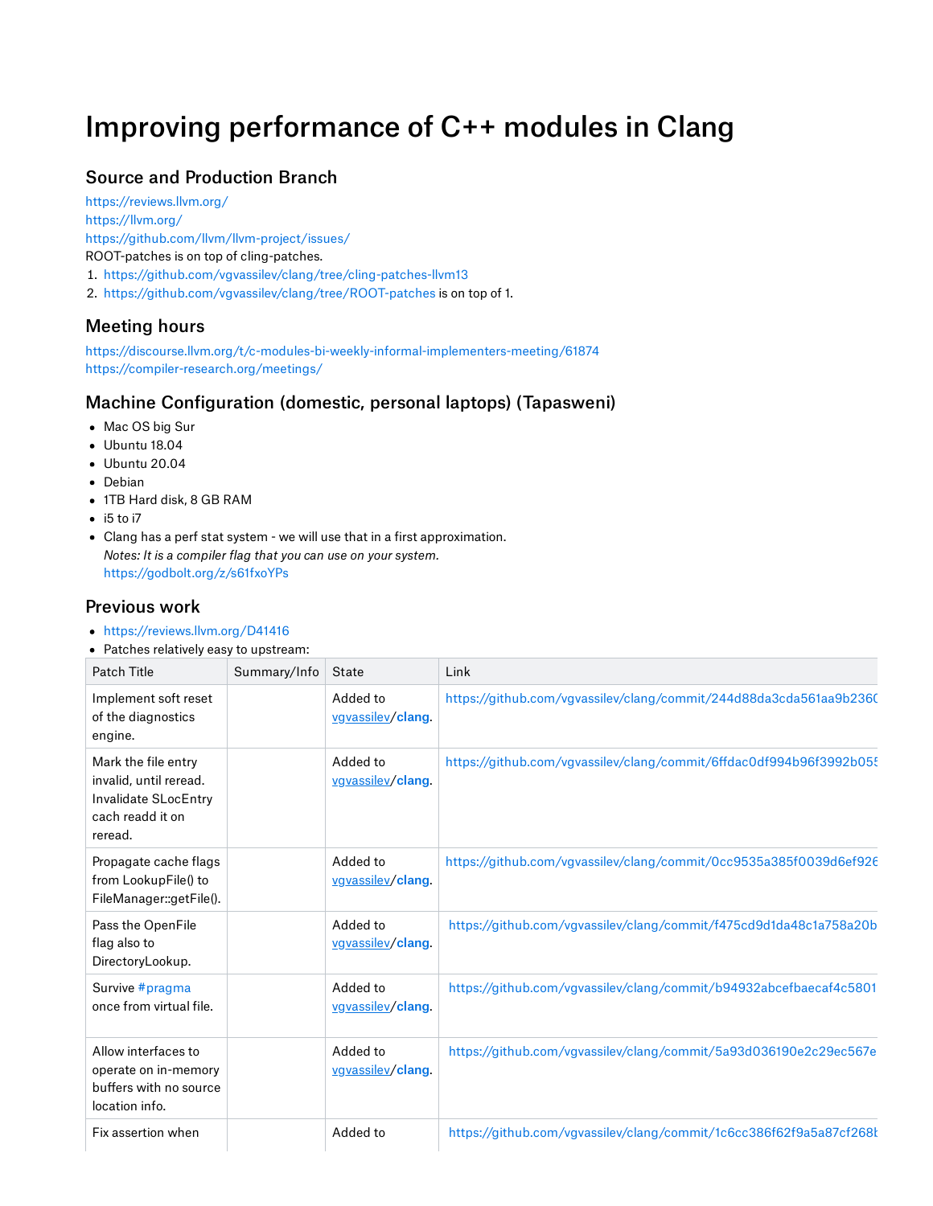# Improving performance of C++ modules in Clang

## Source and Production Branch

https://reviews.llvm.org/
https://llvm.org/
https://github.com/llvm/llvm-project/issues/
ROOT-patches is on top of cling-patches.

1. https://github.com/vgvassilev/clang/tree/cling-patches-llvm13
2. https://github.com/vgvassilev/clang/tree/ROOT-patches is on top of 1.

## Meeting hours

https://discourse.llvm.org/t/c-modules-bi-weekly-informal-implementers-meeting/61874
https://compiler-research.org/meetings/

## Machine Configuration (domestic, personal laptops) (Tapasweni)

- Mac OS big Sur
- Ubuntu 18.04
- Ubuntu 20.04
- Debian
- 1TB Hard disk, 8 GB RAM
- i5 to i7
- Clang has a perf stat system - we will use that in a first approximation.
  *Notes: It is a compiler flag that you can use on your system.*
  https://godbolt.org/z/s61fxoYPs

## Previous work

- https://reviews.llvm.org/D41416
- Patches relatively easy to upstream:

| Patch Title | Summary/Info | State | Link |
|---|---|---|---|
| Implement soft reset of the diagnostics engine. | | Added to vgvassilev/clang. | https://github.com/vgvassilev/clang/commit/244d88da3cda561aa9b2360 |
| Mark the file entry invalid, until reread. Invalidate SLocEntry cach readd it on reread. | | Added to vgvassilev/clang. | https://github.com/vgvassilev/clang/commit/6ffdac0df994b96f3992b055 |
| Propagate cache flags from LookupFile() to FileManager::getFile(). | | Added to vgvassilev/clang. | https://github.com/vgvassilev/clang/commit/0cc9535a385f0039d6ef926 |
| Pass the OpenFile flag also to DirectoryLookup. | | Added to vgvassilev/clang. | https://github.com/vgvassilev/clang/commit/f475cd9d1da48c1a758a20b |
| Survive #pragma once from virtual file. | | Added to vgvassilev/clang. | https://github.com/vgvassilev/clang/commit/b94932abcefbaecaf4c5801 |
| Allow interfaces to operate on in-memory buffers with no source location info. | | Added to vgvassilev/clang. | https://github.com/vgvassilev/clang/commit/5a93d036190e2c29ec567e |
| Fix assertion when | | Added to | https://github.com/vgvassilev/clang/commit/1c6cc386f62f9a5a87cf268 |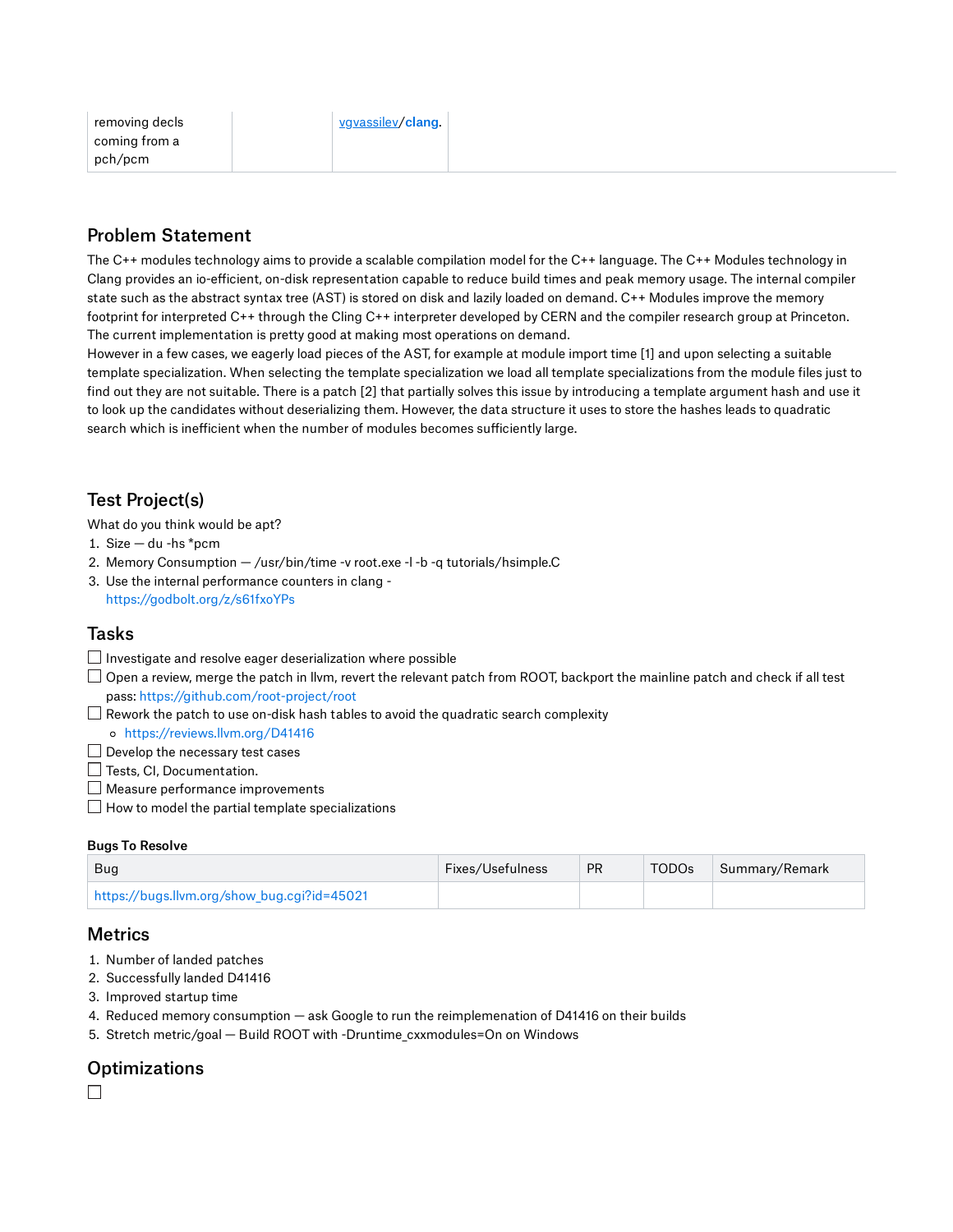| | | | |
|---|---|---|---|
| removing decls coming from a pch/pcm | | vgvassilev/**clang**. | |

## Problem Statement

The C++ modules technology aims to provide a scalable compilation model for the C++ language. The C++ Modules technology in Clang provides an io-efficient, on-disk representation capable to reduce build times and peak memory usage. The internal compiler state such as the abstract syntax tree (AST) is stored on disk and lazily loaded on demand. C++ Modules improve the memory footprint for interpreted C++ through the Cling C++ interpreter developed by CERN and the compiler research group at Princeton. The current implementation is pretty good at making most operations on demand.
However in a few cases, we eagerly load pieces of the AST, for example at module import time [1] and upon selecting a suitable template specialization. When selecting the template specialization we load all template specializations from the module files just to find out they are not suitable. There is a patch [2] that partially solves this issue by introducing a template argument hash and use it to look up the candidates without deserializing them. However, the data structure it uses to store the hashes leads to quadratic search which is inefficient when the number of modules becomes sufficiently large.

## Test Project(s)

What do you think would be apt?

1. Size — du -hs *pcm
2. Memory Consumption — /usr/bin/time -v root.exe -l -b -q tutorials/hsimple.C
3. Use the internal performance counters in clang - https://godbolt.org/z/s61fxoYPs

## Tasks

- [ ] Investigate and resolve eager deserialization where possible
- [ ] Open a review, merge the patch in llvm, revert the relevant patch from ROOT, backport the mainline patch and check if all test pass: https://github.com/root-project/root
- [ ] Rework the patch to use on-disk hash tables to avoid the quadratic search complexity
    - https://reviews.llvm.org/D41416
- [ ] Develop the necessary test cases
- [ ] Tests, CI, Documentation.
- [ ] Measure performance improvements
- [ ] How to model the partial template specializations

### Bugs To Resolve

| Bug | Fixes/Usefulness | PR | TODOs | Summary/Remark |
|---|---|---|---|---|
| https://bugs.llvm.org/show_bug.cgi?id=45021 | | | | |

## Metrics

1. Number of landed patches
2. Successfully landed D41416
3. Improved startup time
4. Reduced memory consumption — ask Google to run the reimplemenation of D41416 on their builds
5. Stretch metric/goal — Build ROOT with -Druntime_cxxmodules=On on Windows

## Optimizations

- [ ]